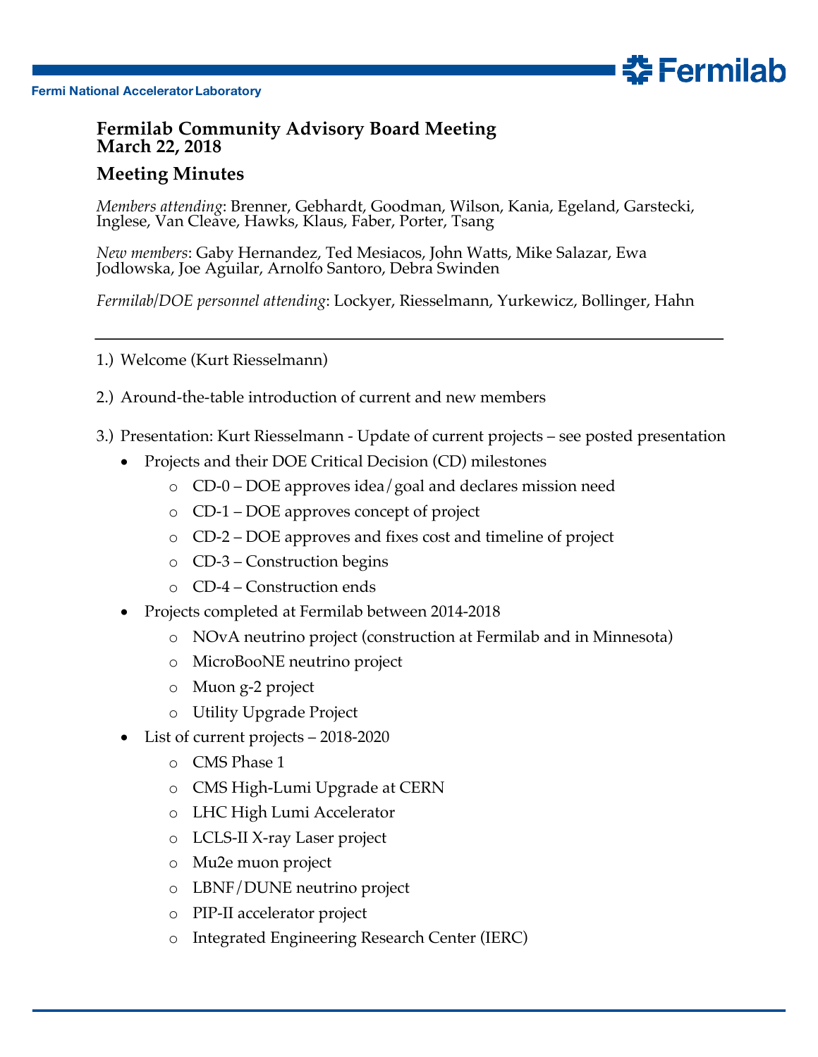# Fermilab Community Advisory Board Meeting
# March 22, 2018

## Meeting Minutes

*Members attending*: Brenner, Gebhardt, Goodman, Wilson, Kania, Egeland, Garstecki, Inglese, Van Cleave, Hawks, Klaus, Faber, Porter, Tsang

*New members*: Gaby Hernandez, Ted Mesiacos, John Watts, Mike Salazar, Ewa Jodlowska, Joe Aguilar, Arnolfo Santoro, Debra Swinden

*Fermilab/DOE personnel attending*: Lockyer, Riesselmann, Yurkewicz, Bollinger, Hahn

---

1.) Welcome (Kurt Riesselmann)

2.) Around-the-table introduction of current and new members

3.) Presentation: Kurt Riesselmann - Update of current projects – see posted presentation

- Projects and their DOE Critical Decision (CD) milestones
  - CD-0 – DOE approves idea/goal and declares mission need
  - CD-1 – DOE approves concept of project
  - CD-2 – DOE approves and fixes cost and timeline of project
  - CD-3 – Construction begins
  - CD-4 – Construction ends
- Projects completed at Fermilab between 2014-2018
  - NOvA neutrino project (construction at Fermilab and in Minnesota)
  - MicroBooNE neutrino project
  - Muon g-2 project
  - Utility Upgrade Project
- List of current projects – 2018-2020
  - CMS Phase 1
  - CMS High-Lumi Upgrade at CERN
  - LHC High Lumi Accelerator
  - LCLS-II X-ray Laser project
  - Mu2e muon project
  - LBNF/DUNE neutrino project
  - PIP-II accelerator project
  - Integrated Engineering Research Center (IERC)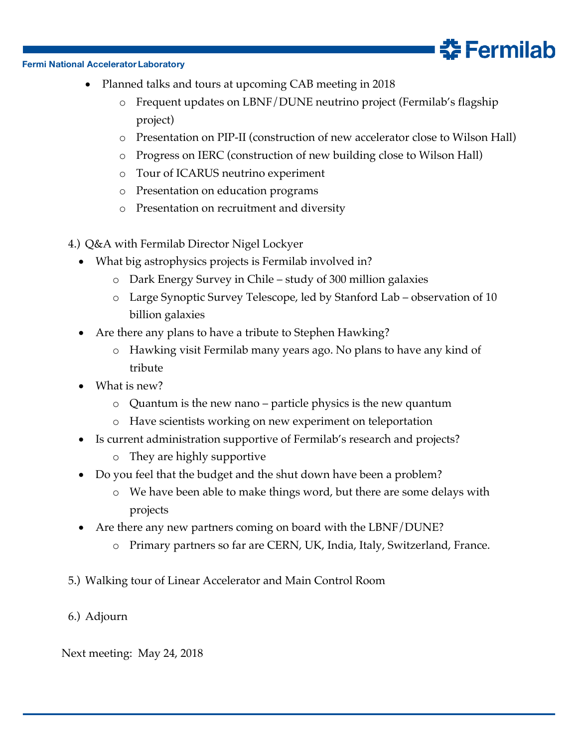- Planned talks and tours at upcoming CAB meeting in 2018
  - Frequent updates on LBNF/DUNE neutrino project (Fermilab's flagship project)
  - Presentation on PIP-II (construction of new accelerator close to Wilson Hall)
  - Progress on IERC (construction of new building close to Wilson Hall)
  - Tour of ICARUS neutrino experiment
  - Presentation on education programs
  - Presentation on recruitment and diversity

4.) Q&A with Fermilab Director Nigel Lockyer

- What big astrophysics projects is Fermilab involved in?
  - Dark Energy Survey in Chile – study of 300 million galaxies
  - Large Synoptic Survey Telescope, led by Stanford Lab – observation of 10 billion galaxies
- Are there any plans to have a tribute to Stephen Hawking?
  - Hawking visit Fermilab many years ago. No plans to have any kind of tribute
- What is new?
  - Quantum is the new nano – particle physics is the new quantum
  - Have scientists working on new experiment on teleportation
- Is current administration supportive of Fermilab's research and projects?
  - They are highly supportive
- Do you feel that the budget and the shut down have been a problem?
  - We have been able to make things word, but there are some delays with projects
- Are there any new partners coming on board with the LBNF/DUNE?
  - Primary partners so far are CERN, UK, India, Italy, Switzerland, France.

5.) Walking tour of Linear Accelerator and Main Control Room

6.) Adjourn

Next meeting: May 24, 2018